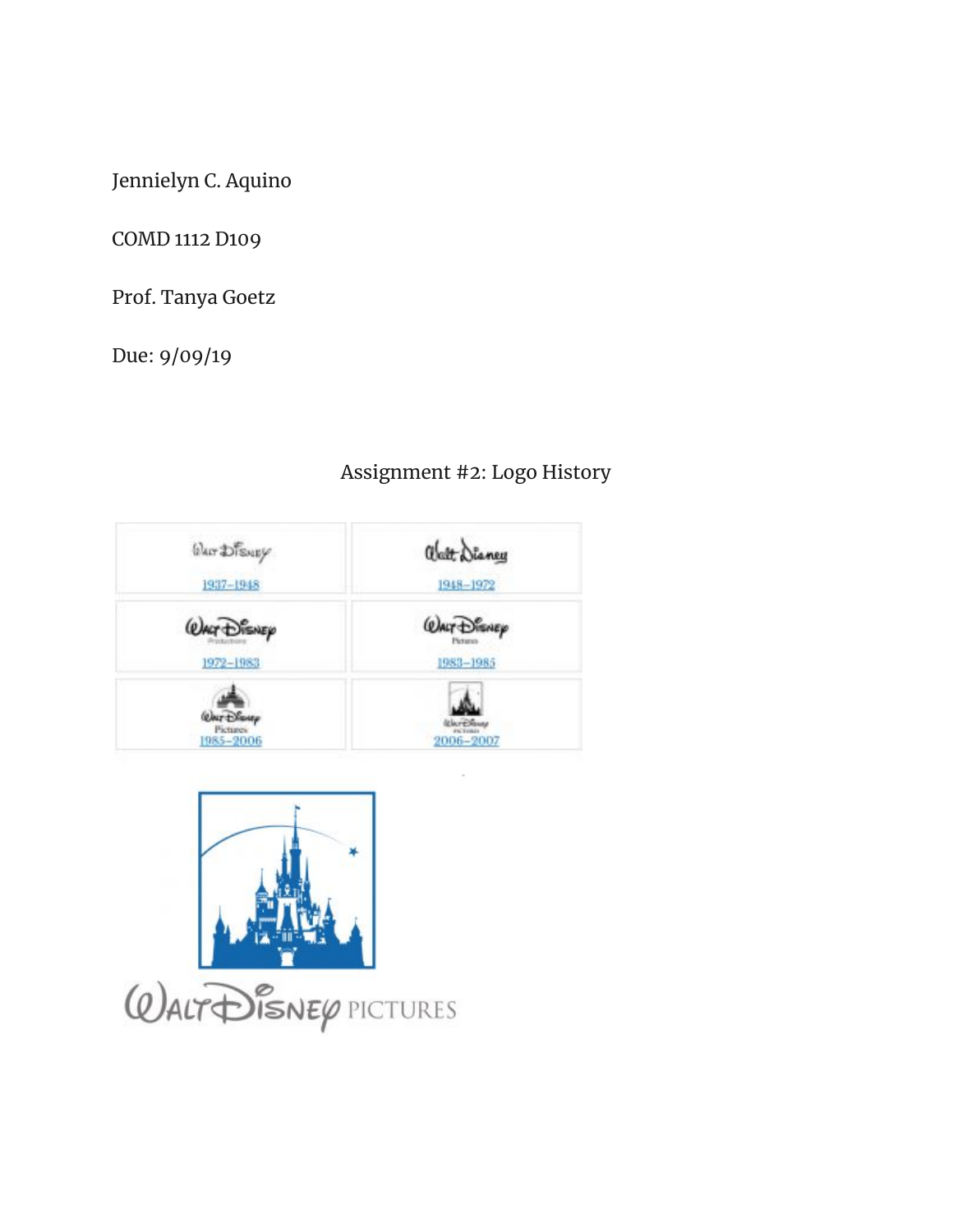Jennielyn C. Aquino

COMD 1112 D109

Prof. Tanya Goetz

Due: 9/09/19

## Assignment #2: Logo History

1937–1948

1948–1972

1972–1983

1983–1985

1985–2006

2006–2007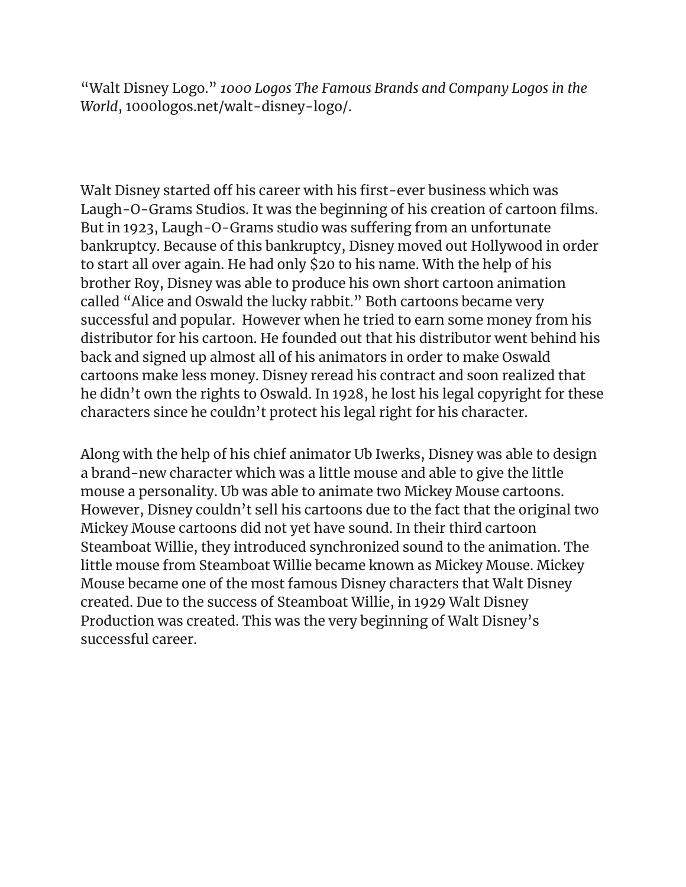"Walt Disney Logo." *1000 Logos The Famous Brands and Company Logos in the World*, 1000logos.net/walt-disney-logo/.

Walt Disney started off his career with his first-ever business which was Laugh-O-Grams Studios. It was the beginning of his creation of cartoon films. But in 1923, Laugh-O-Grams studio was suffering from an unfortunate bankruptcy. Because of this bankruptcy, Disney moved out Hollywood in order to start all over again. He had only $20 to his name. With the help of his brother Roy, Disney was able to produce his own short cartoon animation called "Alice and Oswald the lucky rabbit." Both cartoons became very successful and popular. However when he tried to earn some money from his distributor for his cartoon. He founded out that his distributor went behind his back and signed up almost all of his animators in order to make Oswald cartoons make less money. Disney reread his contract and soon realized that he didn't own the rights to Oswald. In 1928, he lost his legal copyright for these characters since he couldn't protect his legal right for his character.

Along with the help of his chief animator Ub Iwerks, Disney was able to design a brand-new character which was a little mouse and able to give the little mouse a personality. Ub was able to animate two Mickey Mouse cartoons. However, Disney couldn't sell his cartoons due to the fact that the original two Mickey Mouse cartoons did not yet have sound. In their third cartoon Steamboat Willie, they introduced synchronized sound to the animation. The little mouse from Steamboat Willie became known as Mickey Mouse. Mickey Mouse became one of the most famous Disney characters that Walt Disney created. Due to the success of Steamboat Willie, in 1929 Walt Disney Production was created. This was the very beginning of Walt Disney's successful career.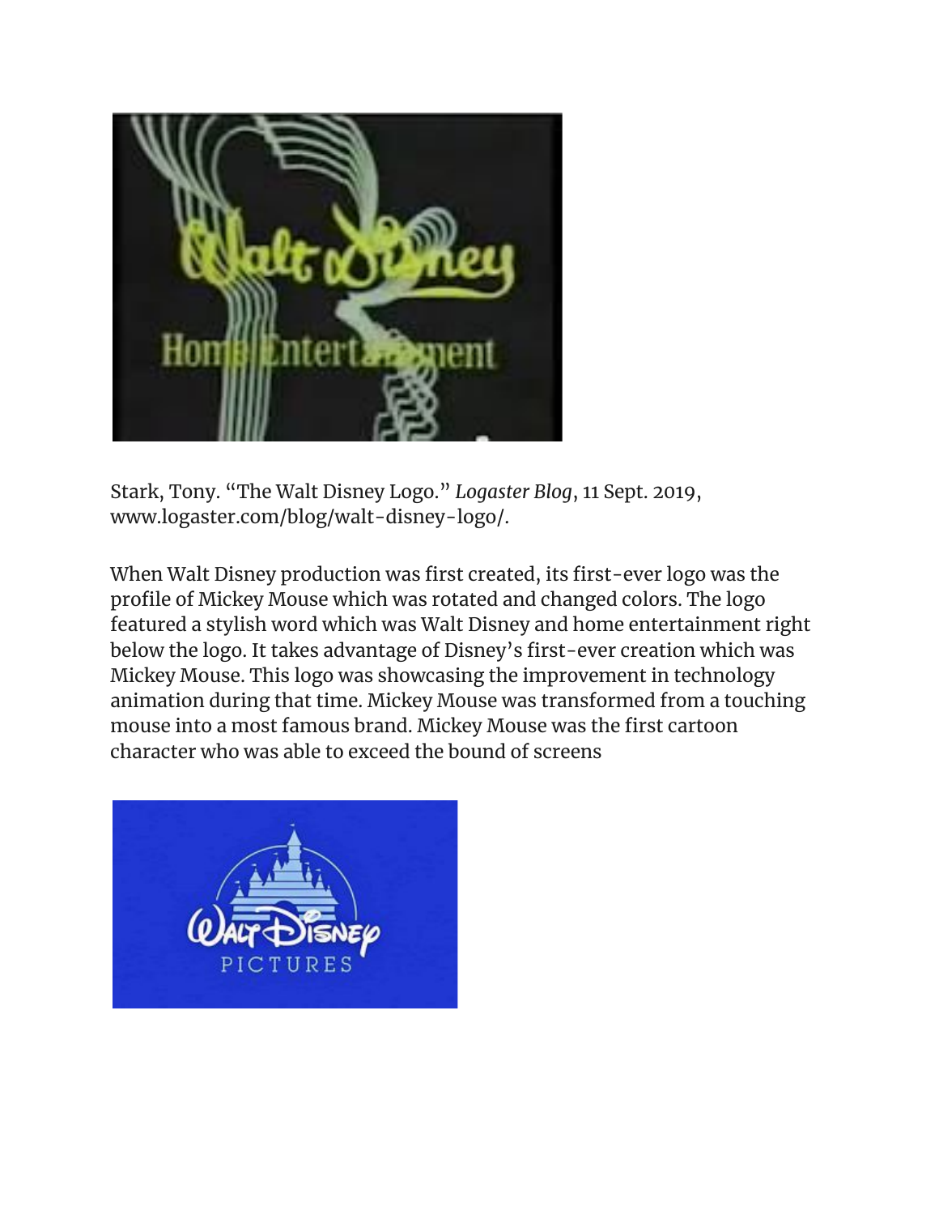Stark, Tony. “The Walt Disney Logo.” *Logaster Blog*, 11 Sept. 2019, www.logaster.com/blog/walt-disney-logo/.

When Walt Disney production was first created, its first-ever logo was the profile of Mickey Mouse which was rotated and changed colors. The logo featured a stylish word which was Walt Disney and home entertainment right below the logo. It takes advantage of Disney’s first-ever creation which was Mickey Mouse. This logo was showcasing the improvement in technology animation during that time. Mickey Mouse was transformed from a touching mouse into a most famous brand. Mickey Mouse was the first cartoon character who was able to exceed the bound of screens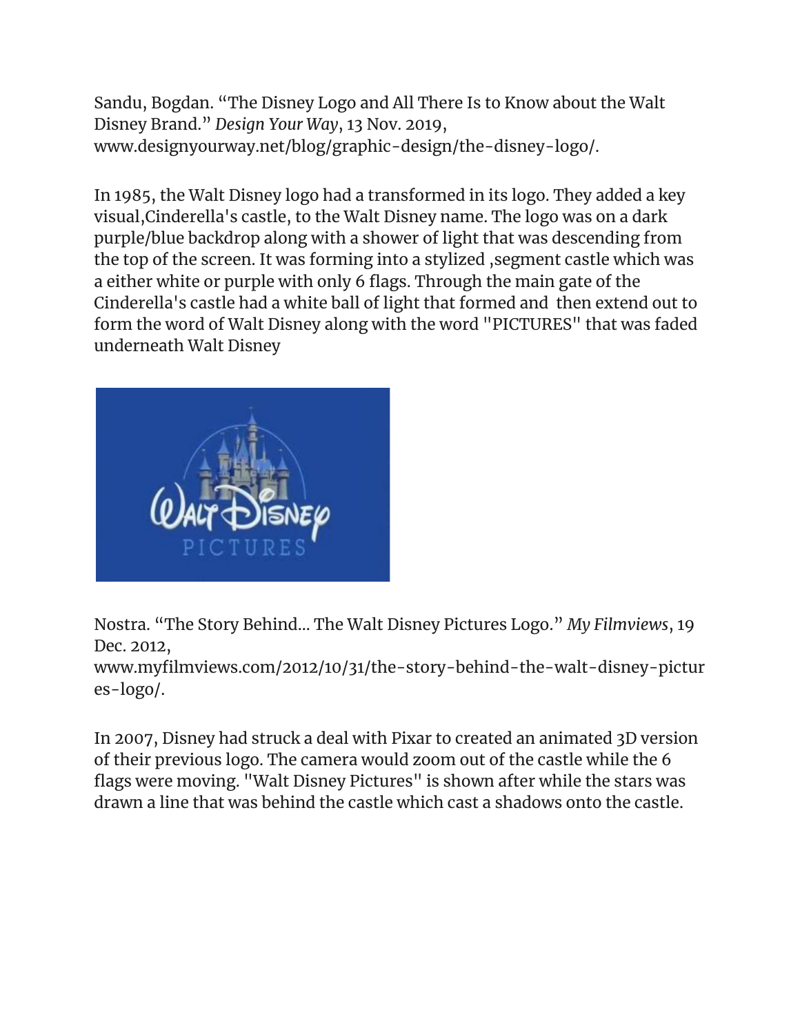Sandu, Bogdan. "The Disney Logo and All There Is to Know about the Walt Disney Brand." *Design Your Way*, 13 Nov. 2019, www.designyourway.net/blog/graphic-design/the-disney-logo/.

In 1985, the Walt Disney logo had a transformed in its logo. They added a key visual,Cinderella's castle, to the Walt Disney name. The logo was on a dark purple/blue backdrop along with a shower of light that was descending from the top of the screen. It was forming into a stylized ,segment castle which was a either white or purple with only 6 flags. Through the main gate of the Cinderella's castle had a white ball of light that formed and then extend out to form the word of Walt Disney along with the word "PICTURES" that was faded underneath Walt Disney

Nostra. "The Story Behind... The Walt Disney Pictures Logo." *My Filmviews*, 19 Dec. 2012, www.myfilmviews.com/2012/10/31/the-story-behind-the-walt-disney-pictures-logo/.

In 2007, Disney had struck a deal with Pixar to created an animated 3D version of their previous logo. The camera would zoom out of the castle while the 6 flags were moving. "Walt Disney Pictures" is shown after while the stars was drawn a line that was behind the castle which cast a shadows onto the castle.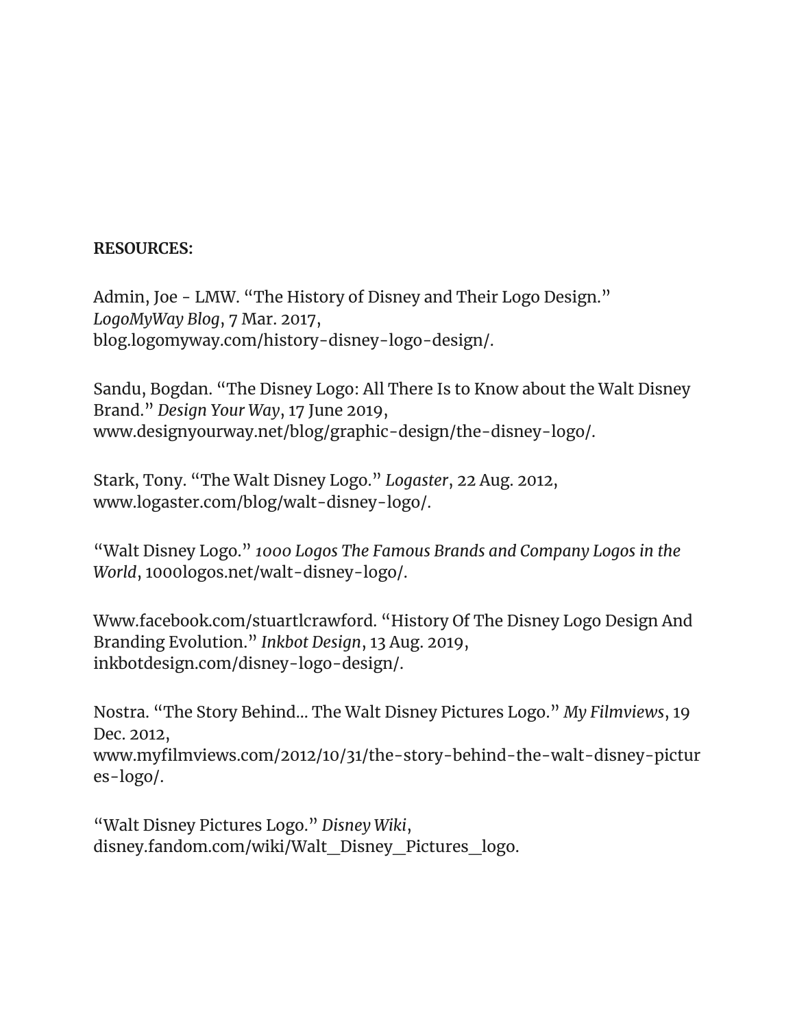**RESOURCES:**

Admin, Joe - LMW. "The History of Disney and Their Logo Design." *LogoMyWay Blog*, 7 Mar. 2017, blog.logomyway.com/history-disney-logo-design/.

Sandu, Bogdan. "The Disney Logo: All There Is to Know about the Walt Disney Brand." *Design Your Way*, 17 June 2019, www.designyourway.net/blog/graphic-design/the-disney-logo/.

Stark, Tony. "The Walt Disney Logo." *Logaster*, 22 Aug. 2012, www.logaster.com/blog/walt-disney-logo/.

"Walt Disney Logo." *1000 Logos The Famous Brands and Company Logos in the World*, 1000logos.net/walt-disney-logo/.

Www.facebook.com/stuartlcrawford. "History Of The Disney Logo Design And Branding Evolution." *Inkbot Design*, 13 Aug. 2019, inkbotdesign.com/disney-logo-design/.

Nostra. "The Story Behind... The Walt Disney Pictures Logo." *My Filmviews*, 19 Dec. 2012, www.myfilmviews.com/2012/10/31/the-story-behind-the-walt-disney-pictures-logo/.

"Walt Disney Pictures Logo." *Disney Wiki*, disney.fandom.com/wiki/Walt_Disney_Pictures_logo.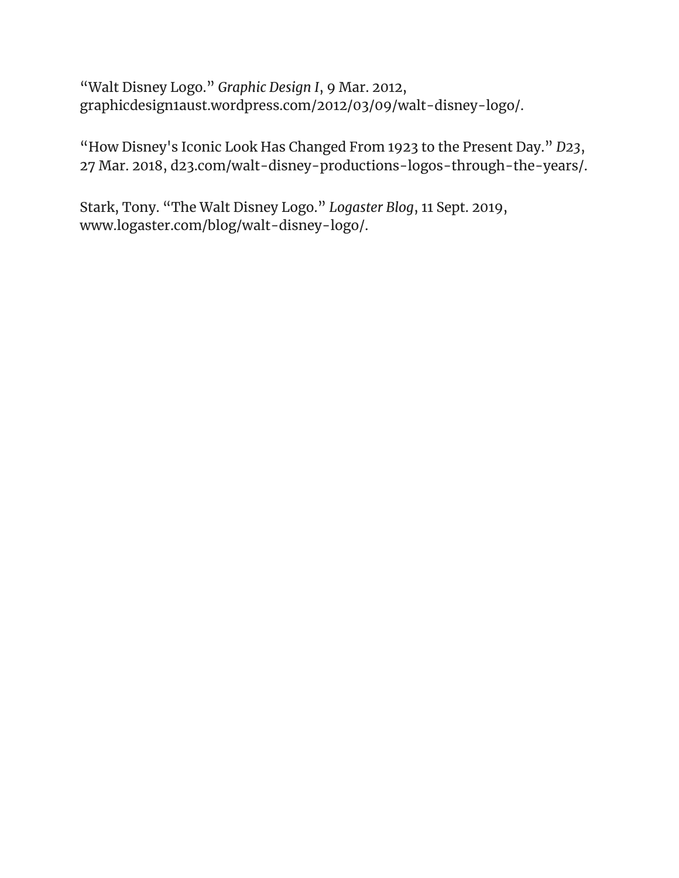"Walt Disney Logo." *Graphic Design I*, 9 Mar. 2012, graphicdesign1aust.wordpress.com/2012/03/09/walt-disney-logo/.

"How Disney's Iconic Look Has Changed From 1923 to the Present Day." *D23*, 27 Mar. 2018, d23.com/walt-disney-productions-logos-through-the-years/.

Stark, Tony. "The Walt Disney Logo." *Logaster Blog*, 11 Sept. 2019, www.logaster.com/blog/walt-disney-logo/.